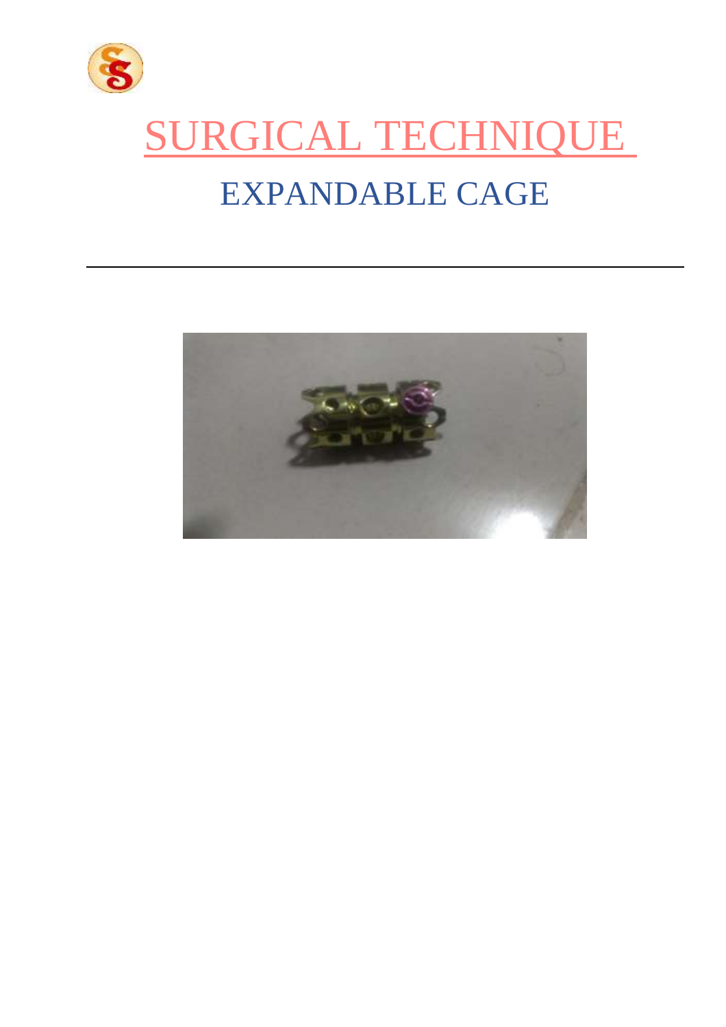# SURGICAL TECHNIQUE

## EXPANDABLE CAGE

---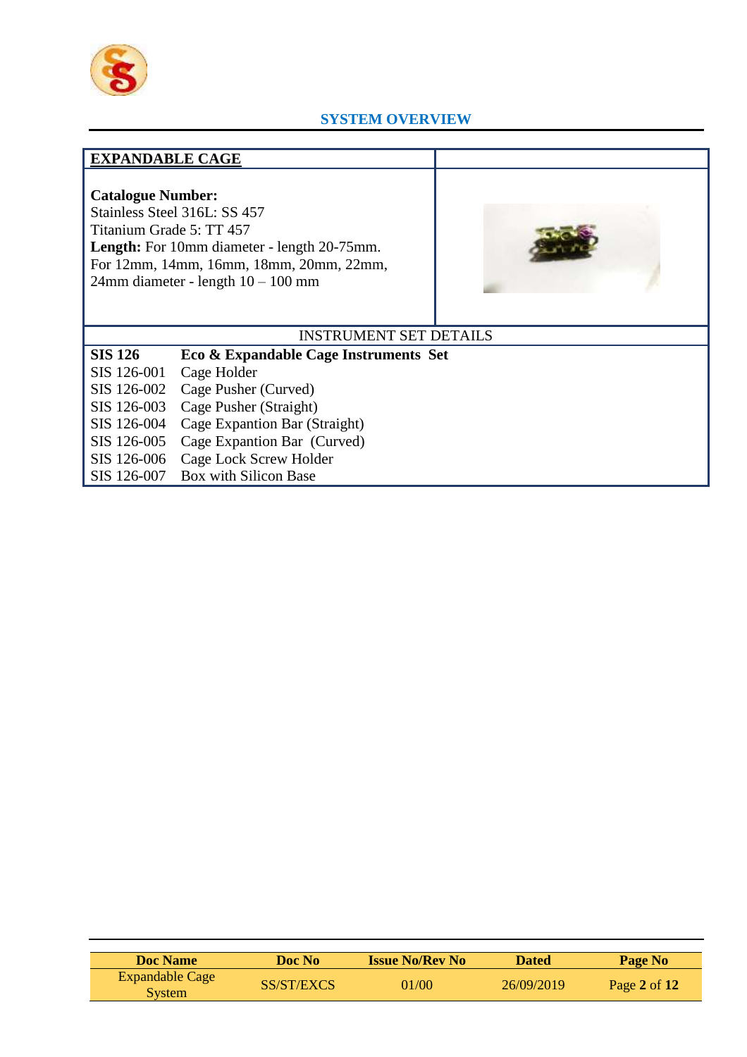## SYSTEM OVERVIEW

| **EXPANDABLE CAGE** | |
|---|---|
| **Catalogue Number:**<br>Stainless Steel 316L: SS 457<br>Titanium Grade 5: TT 457<br>**Length:** For 10mm diameter - length 20-75mm.<br>For 12mm, 14mm, 16mm, 18mm, 20mm, 22mm, 24mm diameter - length 10 – 100 mm | |

| INSTRUMENT SET DETAILS | |
|---|---|
| **SIS 126** | **Eco & Expandable Cage Instruments Set** |
| SIS 126-001 | Cage Holder |
| SIS 126-002 | Cage Pusher (Curved) |
| SIS 126-003 | Cage Pusher (Straight) |
| SIS 126-004 | Cage Expantion Bar (Straight) |
| SIS 126-005 | Cage Expantion Bar (Curved) |
| SIS 126-006 | Cage Lock Screw Holder |
| SIS 126-007 | Box with Silicon Base |

| Doc Name | Doc No | Issue No/Rev No | Dated | Page No |
|---|---|---|---|---|
| Expandable Cage System | SS/ST/EXCS | 01/00 | 26/09/2019 | Page **2** of **12** |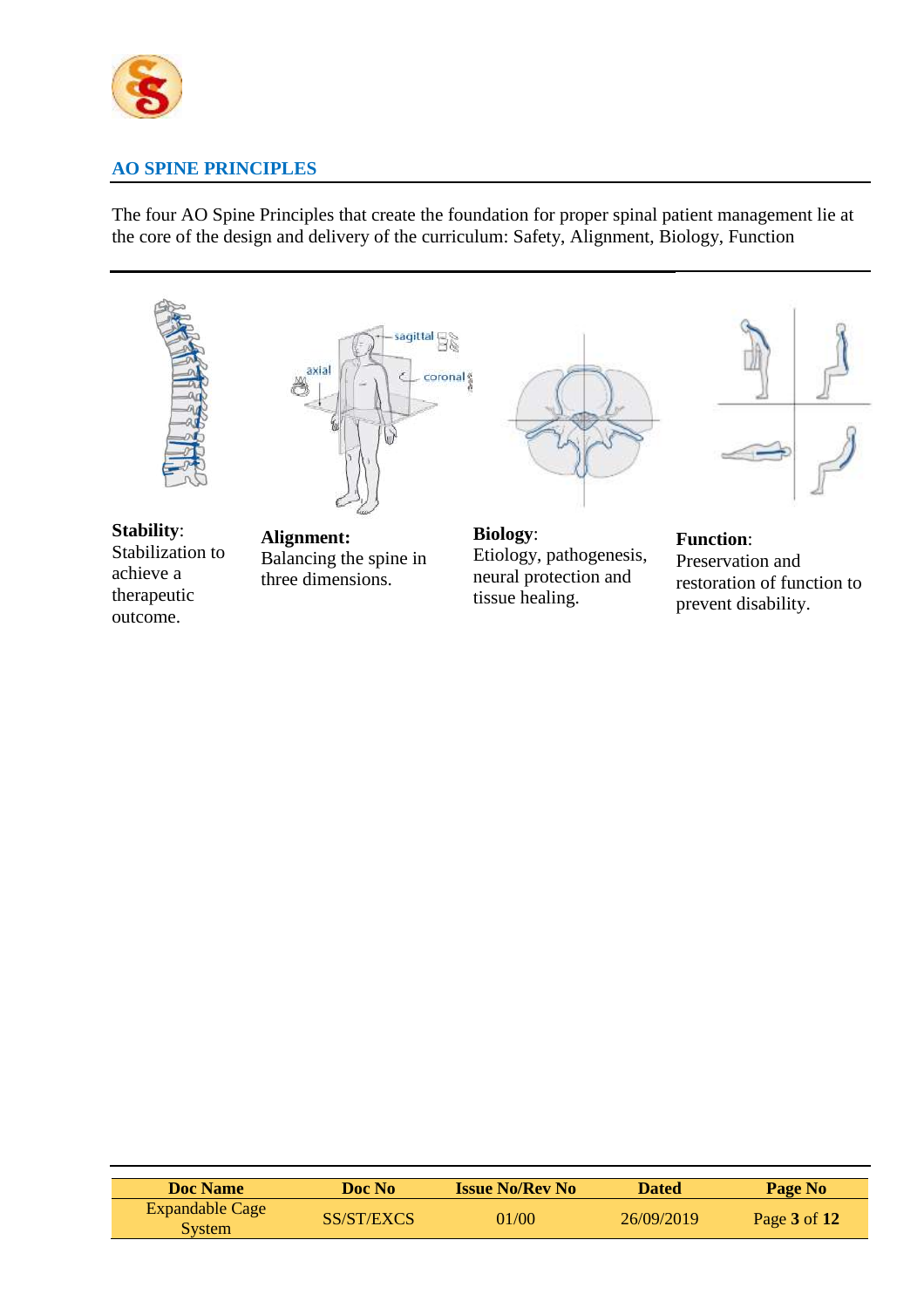## AO SPINE PRINCIPLES

The four AO Spine Principles that create the foundation for proper spinal patient management lie at the core of the design and delivery of the curriculum: Safety, Alignment, Biology, Function

**Stability**: Stabilization to achieve a therapeutic outcome.

**Alignment:** Balancing the spine in three dimensions.

**Biology**: Etiology, pathogenesis, neural protection and tissue healing.

**Function**: Preservation and restoration of function to prevent disability.

| Doc Name | Doc No | Issue No/Rev No | Dated | Page No |
|---|---|---|---|---|
| Expandable Cage System | SS/ST/EXCS | 01/00 | 26/09/2019 | Page **3** of **12** |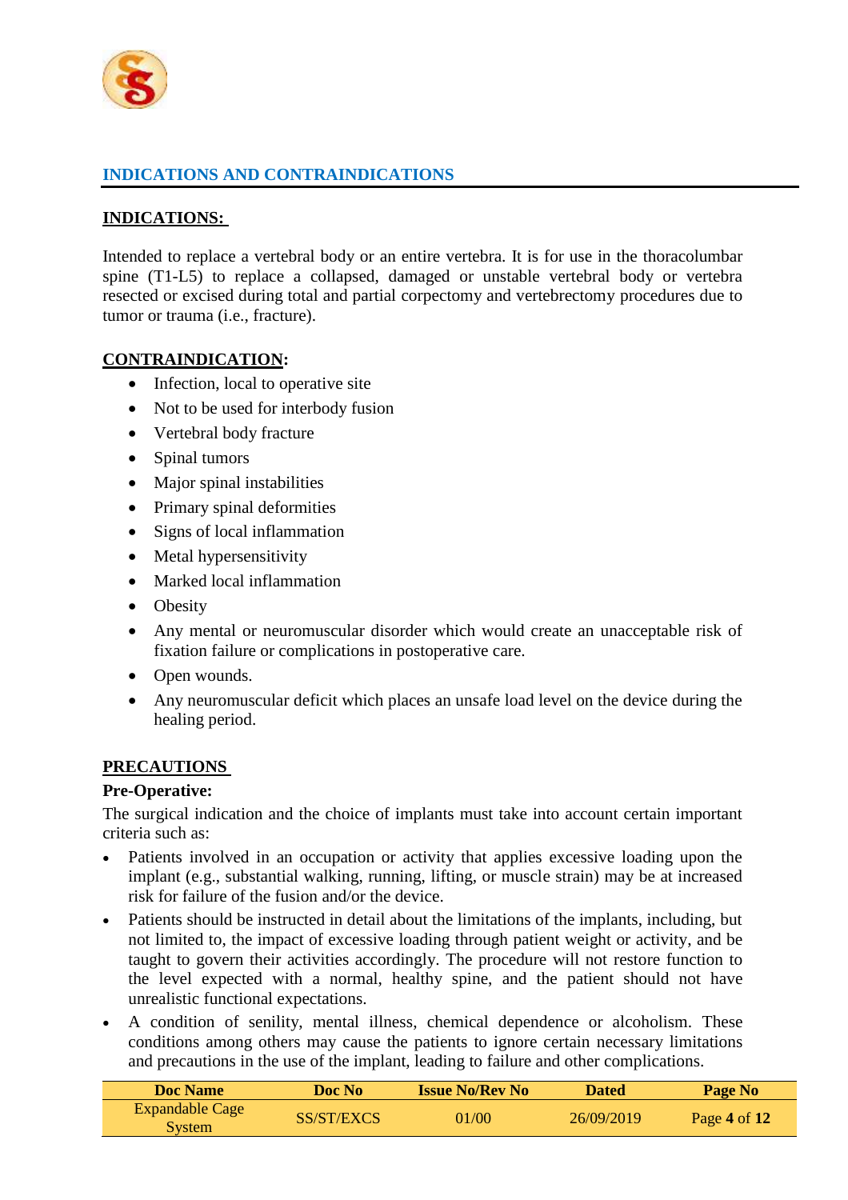## INDICATIONS AND CONTRAINDICATIONS

### INDICATIONS:

Intended to replace a vertebral body or an entire vertebra. It is for use in the thoracolumbar spine (T1-L5) to replace a collapsed, damaged or unstable vertebral body or vertebra resected or excised during total and partial corpectomy and vertebrectomy procedures due to tumor or trauma (i.e., fracture).

### CONTRAINDICATION:

- Infection, local to operative site
- Not to be used for interbody fusion
- Vertebral body fracture
- Spinal tumors
- Major spinal instabilities
- Primary spinal deformities
- Signs of local inflammation
- Metal hypersensitivity
- Marked local inflammation
- Obesity
- Any mental or neuromuscular disorder which would create an unacceptable risk of fixation failure or complications in postoperative care.
- Open wounds.
- Any neuromuscular deficit which places an unsafe load level on the device during the healing period.

### PRECAUTIONS

**Pre-Operative:**

The surgical indication and the choice of implants must take into account certain important criteria such as:

- Patients involved in an occupation or activity that applies excessive loading upon the implant (e.g., substantial walking, running, lifting, or muscle strain) may be at increased risk for failure of the fusion and/or the device.
- Patients should be instructed in detail about the limitations of the implants, including, but not limited to, the impact of excessive loading through patient weight or activity, and be taught to govern their activities accordingly. The procedure will not restore function to the level expected with a normal, healthy spine, and the patient should not have unrealistic functional expectations.
- A condition of senility, mental illness, chemical dependence or alcoholism. These conditions among others may cause the patients to ignore certain necessary limitations and precautions in the use of the implant, leading to failure and other complications.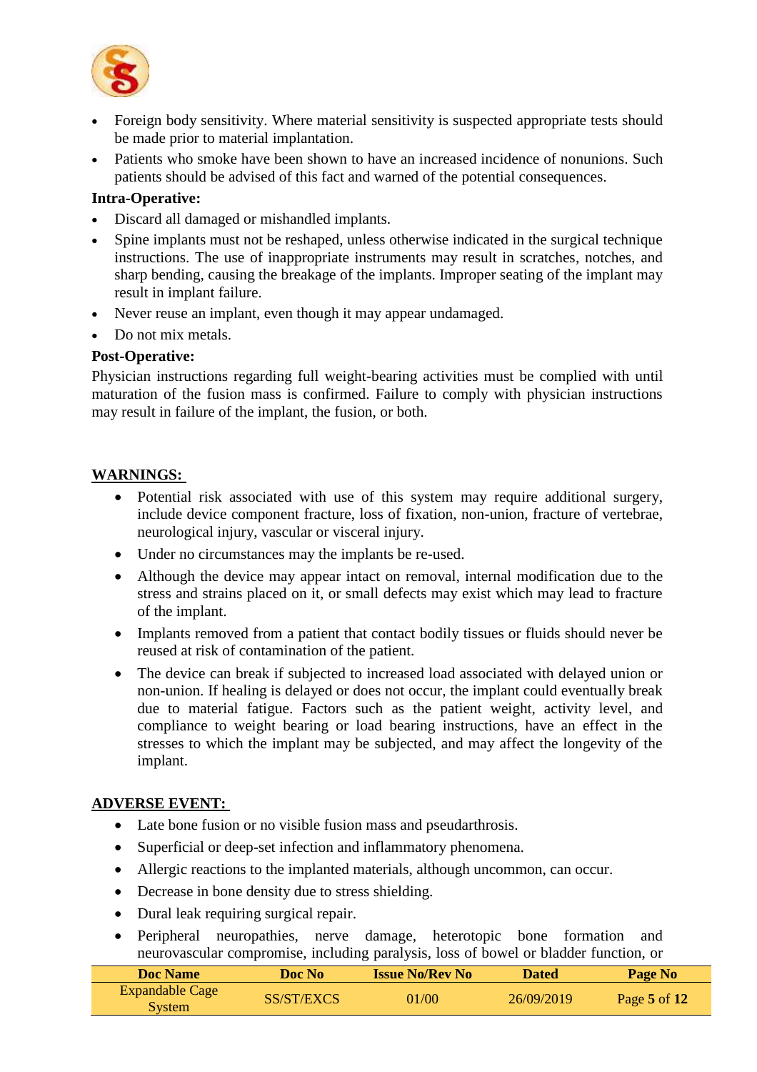- Foreign body sensitivity. Where material sensitivity is suspected appropriate tests should be made prior to material implantation.
- Patients who smoke have been shown to have an increased incidence of nonunions. Such patients should be advised of this fact and warned of the potential consequences.

**Intra-Operative:**

- Discard all damaged or mishandled implants.
- Spine implants must not be reshaped, unless otherwise indicated in the surgical technique instructions. The use of inappropriate instruments may result in scratches, notches, and sharp bending, causing the breakage of the implants. Improper seating of the implant may result in implant failure.
- Never reuse an implant, even though it may appear undamaged.
- Do not mix metals.

**Post-Operative:**

Physician instructions regarding full weight-bearing activities must be complied with until maturation of the fusion mass is confirmed. Failure to comply with physician instructions may result in failure of the implant, the fusion, or both.

## WARNINGS:

- Potential risk associated with use of this system may require additional surgery, include device component fracture, loss of fixation, non-union, fracture of vertebrae, neurological injury, vascular or visceral injury.
- Under no circumstances may the implants be re-used.
- Although the device may appear intact on removal, internal modification due to the stress and strains placed on it, or small defects may exist which may lead to fracture of the implant.
- Implants removed from a patient that contact bodily tissues or fluids should never be reused at risk of contamination of the patient.
- The device can break if subjected to increased load associated with delayed union or non-union. If healing is delayed or does not occur, the implant could eventually break due to material fatigue. Factors such as the patient weight, activity level, and compliance to weight bearing or load bearing instructions, have an effect in the stresses to which the implant may be subjected, and may affect the longevity of the implant.

## ADVERSE EVENT:

- Late bone fusion or no visible fusion mass and pseudarthrosis.
- Superficial or deep-set infection and inflammatory phenomena.
- Allergic reactions to the implanted materials, although uncommon, can occur.
- Decrease in bone density due to stress shielding.
- Dural leak requiring surgical repair.
- Peripheral neuropathies, nerve damage, heterotopic bone formation and neurovascular compromise, including paralysis, loss of bowel or bladder function, or

| Doc Name | Doc No | Issue No/Rev No | Dated | Page No |
|---|---|---|---|---|
| Expandable Cage System | SS/ST/EXCS | 01/00 | 26/09/2019 | Page **5** of **12** |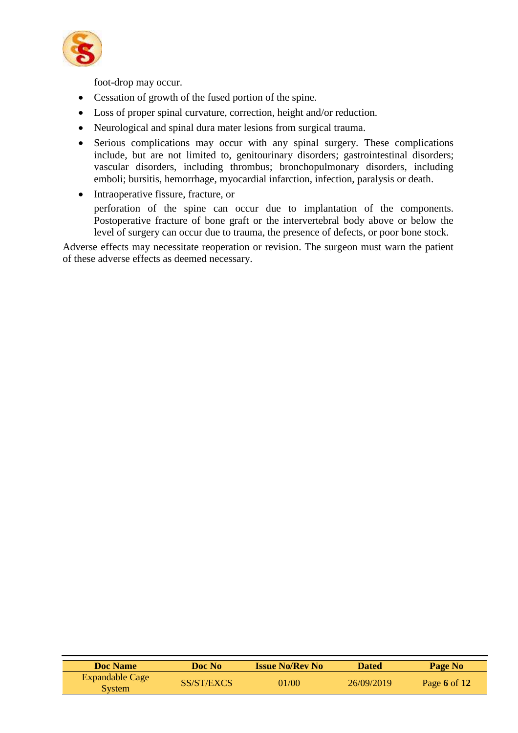foot-drop may occur.

- Cessation of growth of the fused portion of the spine.
- Loss of proper spinal curvature, correction, height and/or reduction.
- Neurological and spinal dura mater lesions from surgical trauma.
- Serious complications may occur with any spinal surgery. These complications include, but are not limited to, genitourinary disorders; gastrointestinal disorders; vascular disorders, including thrombus; bronchopulmonary disorders, including emboli; bursitis, hemorrhage, myocardial infarction, infection, paralysis or death.
- Intraoperative fissure, fracture, or

  perforation of the spine can occur due to implantation of the components. Postoperative fracture of bone graft or the intervertebral body above or below the level of surgery can occur due to trauma, the presence of defects, or poor bone stock.

Adverse effects may necessitate reoperation or revision. The surgeon must warn the patient of these adverse effects as deemed necessary.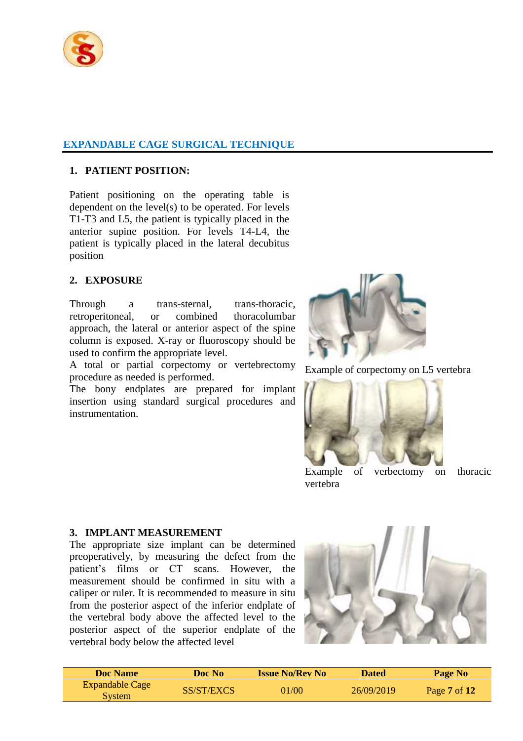## EXPANDABLE CAGE SURGICAL TECHNIQUE

### 1. PATIENT POSITION:

Patient positioning on the operating table is dependent on the level(s) to be operated. For levels T1-T3 and L5, the patient is typically placed in the anterior supine position. For levels T4-L4, the patient is typically placed in the lateral decubitus position

### 2. EXPOSURE

Through a trans-sternal, trans-thoracic, retroperitoneal, or combined thoracolumbar approach, the lateral or anterior aspect of the spine column is exposed. X-ray or fluoroscopy should be used to confirm the appropriate level.

A total or partial corpectomy or vertebrectomy procedure as needed is performed.

The bony endplates are prepared for implant insertion using standard surgical procedures and instrumentation.

Example of corpectomy on L5 vertebra

Example of verbectomy on thoracic vertebra

### 3. IMPLANT MEASUREMENT

The appropriate size implant can be determined preoperatively, by measuring the defect from the patient's films or CT scans. However, the measurement should be confirmed in situ with a caliper or ruler. It is recommended to measure in situ from the posterior aspect of the inferior endplate of the vertebral body above the affected level to the posterior aspect of the superior endplate of the vertebral body below the affected level

| Doc Name | Doc No | Issue No/Rev No | Dated | Page No |
|---|---|---|---|---|
| Expandable Cage System | SS/ST/EXCS | 01/00 | 26/09/2019 | Page **7** of **12** |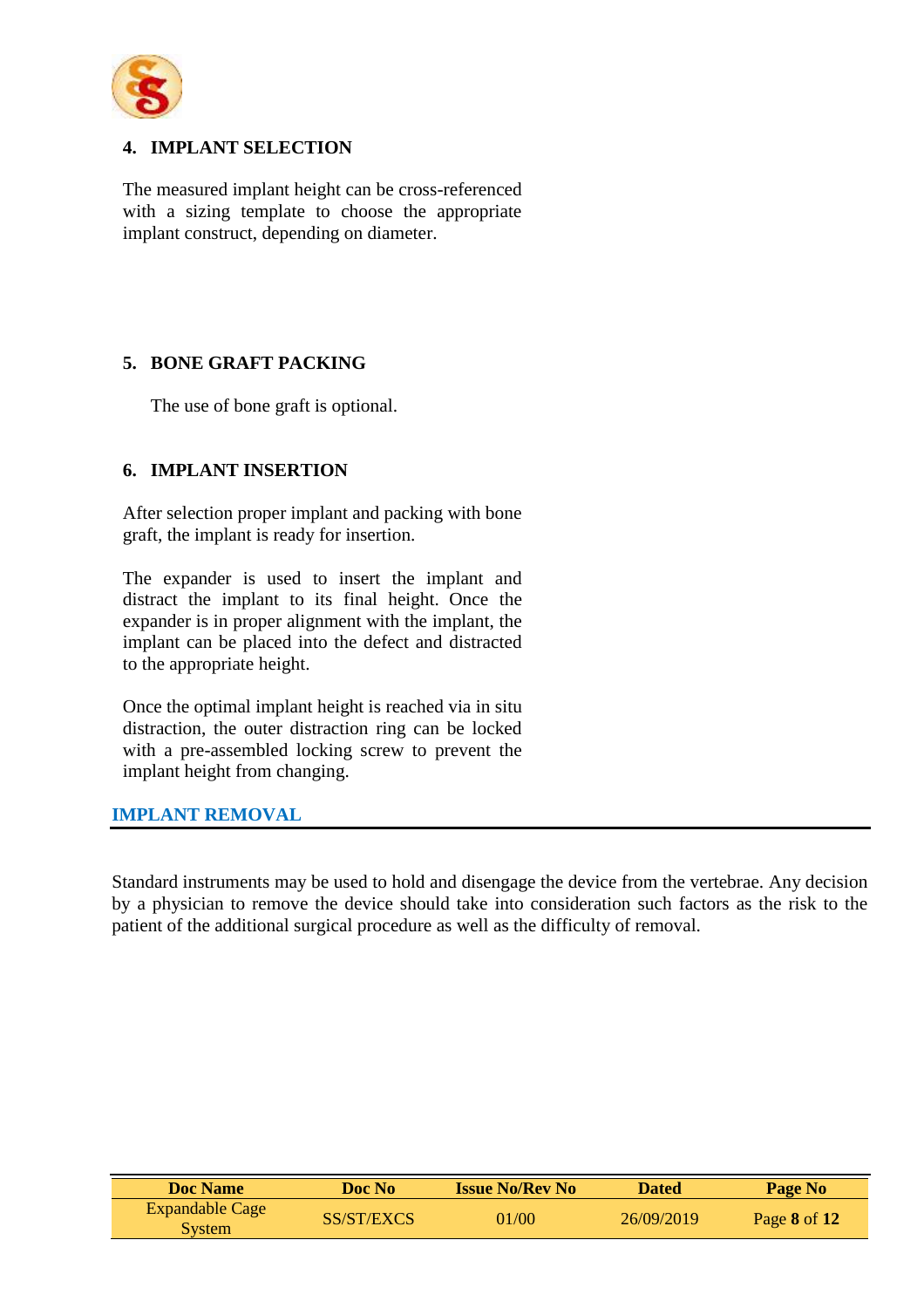### 4. IMPLANT SELECTION

The measured implant height can be cross-referenced with a sizing template to choose the appropriate implant construct, depending on diameter.

### 5. BONE GRAFT PACKING

The use of bone graft is optional.

### 6. IMPLANT INSERTION

After selection proper implant and packing with bone graft, the implant is ready for insertion.

The expander is used to insert the implant and distract the implant to its final height. Once the expander is in proper alignment with the implant, the implant can be placed into the defect and distracted to the appropriate height.

Once the optimal implant height is reached via in situ distraction, the outer distraction ring can be locked with a pre-assembled locking screw to prevent the implant height from changing.

## IMPLANT REMOVAL

Standard instruments may be used to hold and disengage the device from the vertebrae. Any decision by a physician to remove the device should take into consideration such factors as the risk to the patient of the additional surgical procedure as well as the difficulty of removal.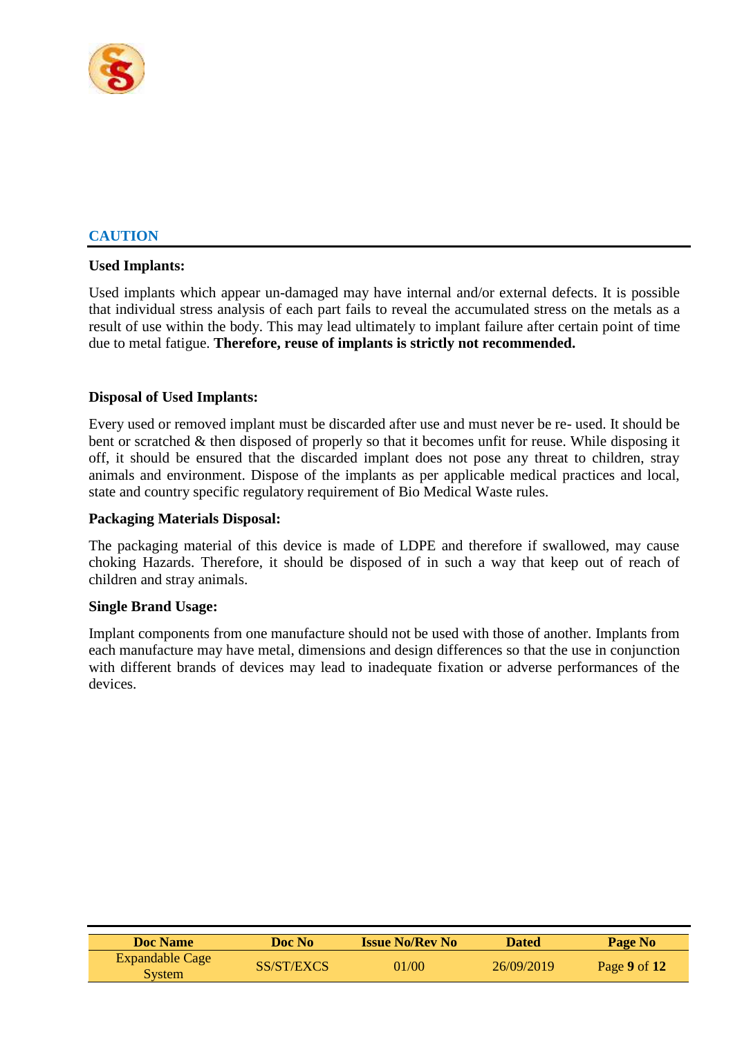## CAUTION

**Used Implants:**

Used implants which appear un-damaged may have internal and/or external defects. It is possible that individual stress analysis of each part fails to reveal the accumulated stress on the metals as a result of use within the body. This may lead ultimately to implant failure after certain point of time due to metal fatigue. **Therefore, reuse of implants is strictly not recommended.**

**Disposal of Used Implants:**

Every used or removed implant must be discarded after use and must never be re- used. It should be bent or scratched & then disposed of properly so that it becomes unfit for reuse. While disposing it off, it should be ensured that the discarded implant does not pose any threat to children, stray animals and environment. Dispose of the implants as per applicable medical practices and local, state and country specific regulatory requirement of Bio Medical Waste rules.

**Packaging Materials Disposal:**

The packaging material of this device is made of LDPE and therefore if swallowed, may cause choking Hazards. Therefore, it should be disposed of in such a way that keep out of reach of children and stray animals.

**Single Brand Usage:**

Implant components from one manufacture should not be used with those of another. Implants from each manufacture may have metal, dimensions and design differences so that the use in conjunction with different brands of devices may lead to inadequate fixation or adverse performances of the devices.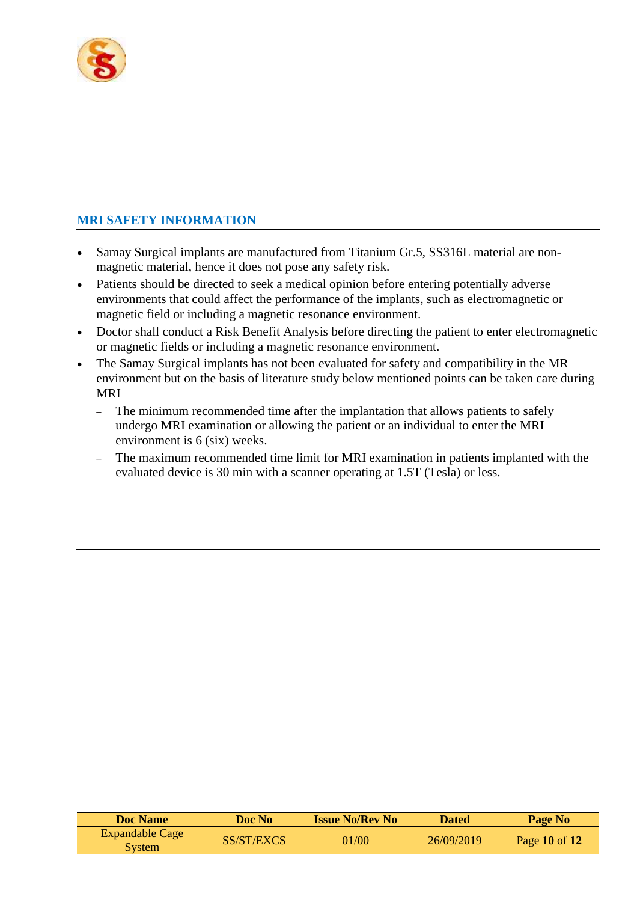## MRI SAFETY INFORMATION

- Samay Surgical implants are manufactured from Titanium Gr.5, SS316L material are non-magnetic material, hence it does not pose any safety risk.
- Patients should be directed to seek a medical opinion before entering potentially adverse environments that could affect the performance of the implants, such as electromagnetic or magnetic field or including a magnetic resonance environment.
- Doctor shall conduct a Risk Benefit Analysis before directing the patient to enter electromagnetic or magnetic fields or including a magnetic resonance environment.
- The Samay Surgical implants has not been evaluated for safety and compatibility in the MR environment but on the basis of literature study below mentioned points can be taken care during MRI
  - The minimum recommended time after the implantation that allows patients to safely undergo MRI examination or allowing the patient or an individual to enter the MRI environment is 6 (six) weeks.
  - The maximum recommended time limit for MRI examination in patients implanted with the evaluated device is 30 min with a scanner operating at 1.5T (Tesla) or less.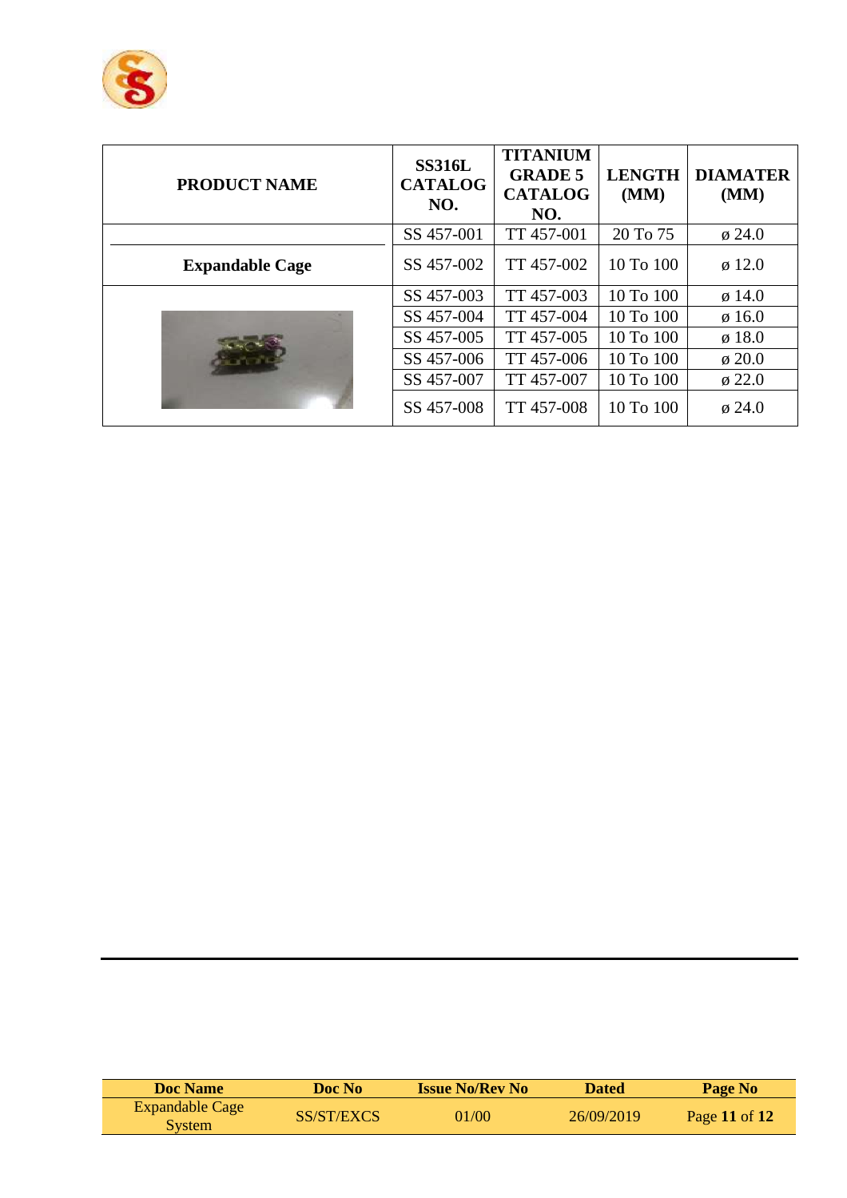| PRODUCT NAME | SS316L CATALOG NO. | TITANIUM GRADE 5 CATALOG NO. | LENGTH (MM) | DIAMATER (MM) |
|---|---|---|---|---|
| Expandable Cage | SS 457-001 | TT 457-001 | 20 To 75 | ø 24.0 |
| | SS 457-002 | TT 457-002 | 10 To 100 | ø 12.0 |
| | SS 457-003 | TT 457-003 | 10 To 100 | ø 14.0 |
| | SS 457-004 | TT 457-004 | 10 To 100 | ø 16.0 |
| | SS 457-005 | TT 457-005 | 10 To 100 | ø 18.0 |
| | SS 457-006 | TT 457-006 | 10 To 100 | ø 20.0 |
| | SS 457-007 | TT 457-007 | 10 To 100 | ø 22.0 |
| | SS 457-008 | TT 457-008 | 10 To 100 | ø 24.0 |

| Doc Name | Doc No | Issue No/Rev No | Dated | Page No |
|---|---|---|---|---|
| Expandable Cage System | SS/ST/EXCS | 01/00 | 26/09/2019 | Page **11** of **12** |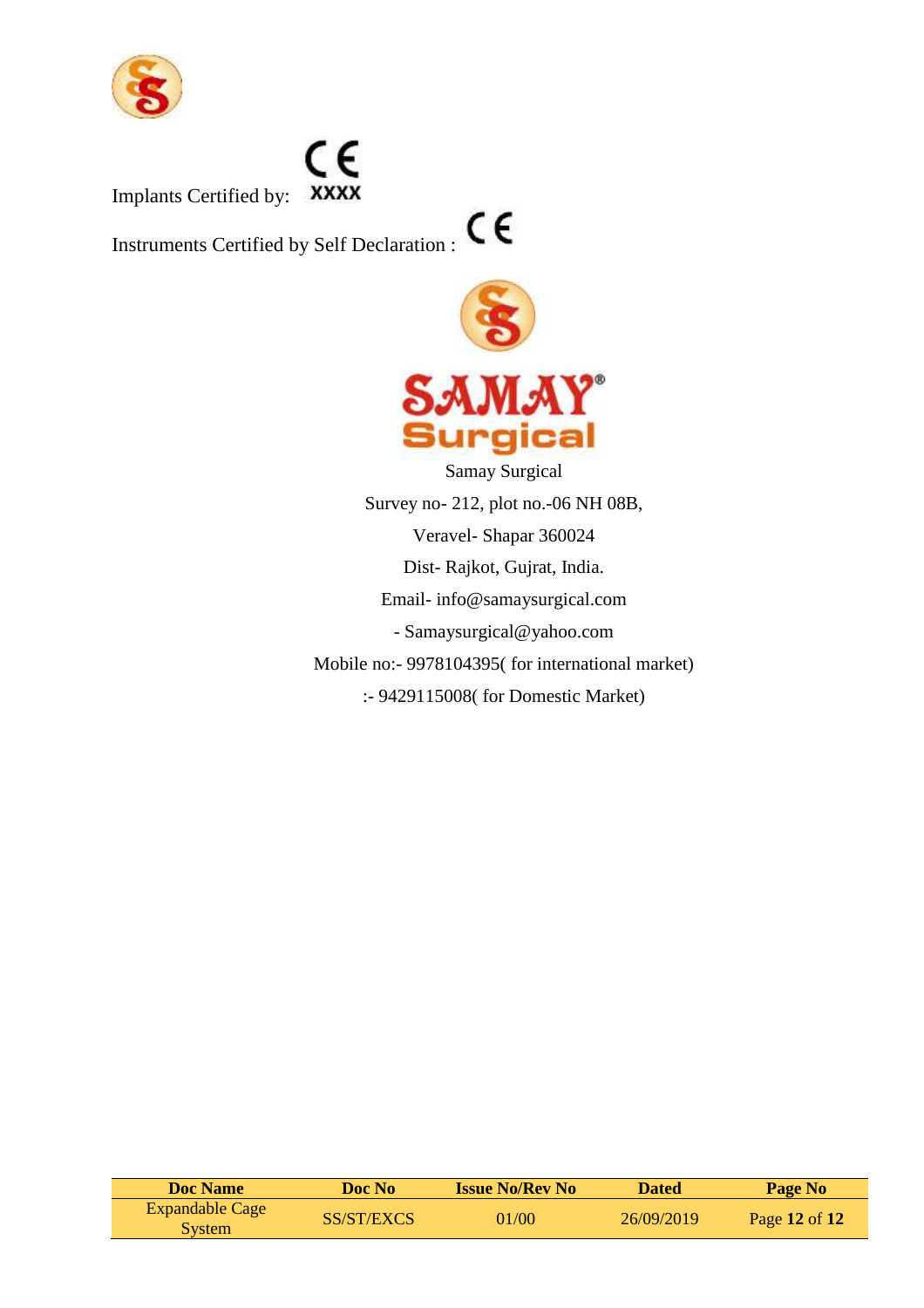Implants Certified by: CE XXXX

Instruments Certified by Self Declaration : CE

SAMAY® Surgical

Samay Surgical

Survey no- 212, plot no.-06 NH 08B,

Veravel- Shapar 360024

Dist- Rajkot, Gujrat, India.

Email- info@samaysurgical.com

- Samaysurgical@yahoo.com

Mobile no:- 9978104395( for international market)

:- 9429115008( for Domestic Market)

| Doc Name | Doc No | Issue No/Rev No | Dated | Page No |
|---|---|---|---|---|
| Expandable Cage System | SS/ST/EXCS | 01/00 | 26/09/2019 | Page **12** of **12** |